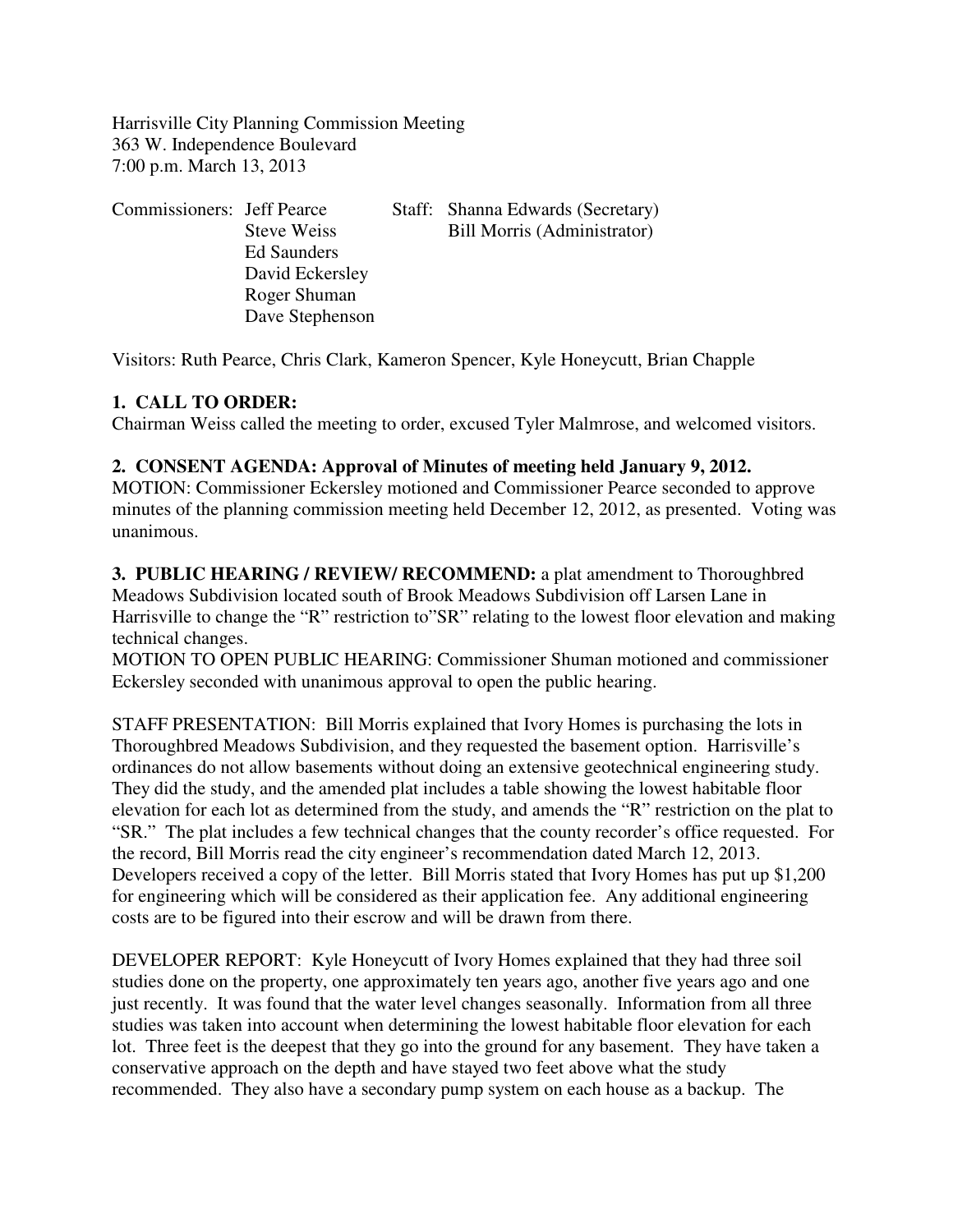Harrisville City Planning Commission Meeting
363 W. Independence Boulevard
7:00 p.m. March 13, 2013

Commissioners: Jeff Pearce
Steve Weiss
Ed Saunders
David Eckersley
Roger Shuman
Dave Stephenson

Staff: Shanna Edwards (Secretary)
Bill Morris (Administrator)

Visitors: Ruth Pearce, Chris Clark, Kameron Spencer, Kyle Honeycutt, Brian Chapple

**1. CALL TO ORDER:**
Chairman Weiss called the meeting to order, excused Tyler Malmrose, and welcomed visitors.

**2. CONSENT AGENDA: Approval of Minutes of meeting held January 9, 2012.**
MOTION: Commissioner Eckersley motioned and Commissioner Pearce seconded to approve minutes of the planning commission meeting held December 12, 2012, as presented. Voting was unanimous.

**3. PUBLIC HEARING / REVIEW/ RECOMMEND:** a plat amendment to Thoroughbred Meadows Subdivision located south of Brook Meadows Subdivision off Larsen Lane in Harrisville to change the "R" restriction to"SR" relating to the lowest floor elevation and making technical changes.
MOTION TO OPEN PUBLIC HEARING: Commissioner Shuman motioned and commissioner Eckersley seconded with unanimous approval to open the public hearing.

STAFF PRESENTATION: Bill Morris explained that Ivory Homes is purchasing the lots in Thoroughbred Meadows Subdivision, and they requested the basement option. Harrisville's ordinances do not allow basements without doing an extensive geotechnical engineering study. They did the study, and the amended plat includes a table showing the lowest habitable floor elevation for each lot as determined from the study, and amends the "R" restriction on the plat to "SR." The plat includes a few technical changes that the county recorder's office requested. For the record, Bill Morris read the city engineer's recommendation dated March 12, 2013. Developers received a copy of the letter. Bill Morris stated that Ivory Homes has put up $1,200 for engineering which will be considered as their application fee. Any additional engineering costs are to be figured into their escrow and will be drawn from there.

DEVELOPER REPORT: Kyle Honeycutt of Ivory Homes explained that they had three soil studies done on the property, one approximately ten years ago, another five years ago and one just recently. It was found that the water level changes seasonally. Information from all three studies was taken into account when determining the lowest habitable floor elevation for each lot. Three feet is the deepest that they go into the ground for any basement. They have taken a conservative approach on the depth and have stayed two feet above what the study recommended. They also have a secondary pump system on each house as a backup. The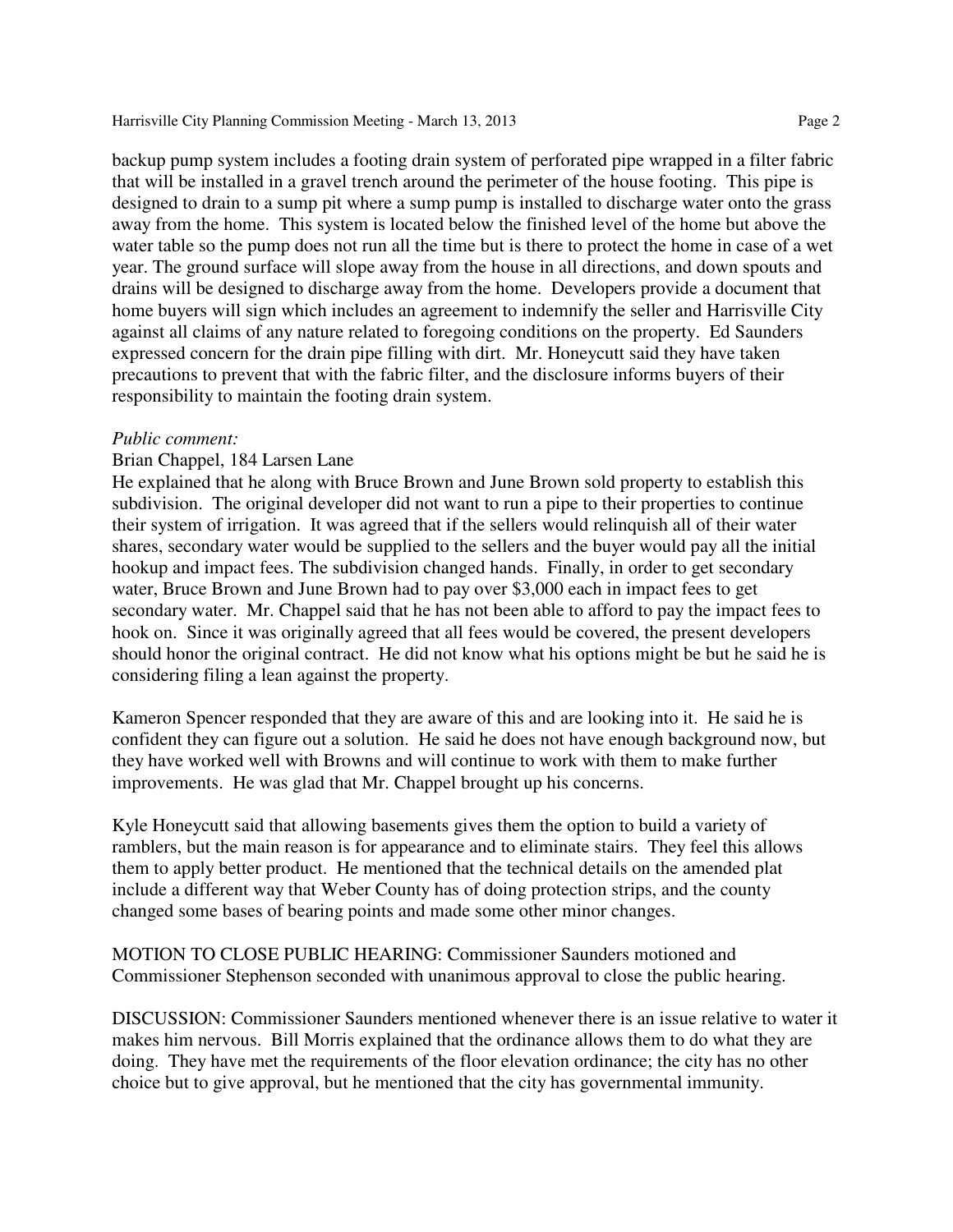backup pump system includes a footing drain system of perforated pipe wrapped in a filter fabric that will be installed in a gravel trench around the perimeter of the house footing. This pipe is designed to drain to a sump pit where a sump pump is installed to discharge water onto the grass away from the home. This system is located below the finished level of the home but above the water table so the pump does not run all the time but is there to protect the home in case of a wet year. The ground surface will slope away from the house in all directions, and down spouts and drains will be designed to discharge away from the home. Developers provide a document that home buyers will sign which includes an agreement to indemnify the seller and Harrisville City against all claims of any nature related to foregoing conditions on the property. Ed Saunders expressed concern for the drain pipe filling with dirt. Mr. Honeycutt said they have taken precautions to prevent that with the fabric filter, and the disclosure informs buyers of their responsibility to maintain the footing drain system.

*Public comment:*

Brian Chappel, 184 Larsen Lane

He explained that he along with Bruce Brown and June Brown sold property to establish this subdivision. The original developer did not want to run a pipe to their properties to continue their system of irrigation. It was agreed that if the sellers would relinquish all of their water shares, secondary water would be supplied to the sellers and the buyer would pay all the initial hookup and impact fees. The subdivision changed hands. Finally, in order to get secondary water, Bruce Brown and June Brown had to pay over $3,000 each in impact fees to get secondary water. Mr. Chappel said that he has not been able to afford to pay the impact fees to hook on. Since it was originally agreed that all fees would be covered, the present developers should honor the original contract. He did not know what his options might be but he said he is considering filing a lean against the property.

Kameron Spencer responded that they are aware of this and are looking into it. He said he is confident they can figure out a solution. He said he does not have enough background now, but they have worked well with Browns and will continue to work with them to make further improvements. He was glad that Mr. Chappel brought up his concerns.

Kyle Honeycutt said that allowing basements gives them the option to build a variety of ramblers, but the main reason is for appearance and to eliminate stairs. They feel this allows them to apply better product. He mentioned that the technical details on the amended plat include a different way that Weber County has of doing protection strips, and the county changed some bases of bearing points and made some other minor changes.

MOTION TO CLOSE PUBLIC HEARING: Commissioner Saunders motioned and Commissioner Stephenson seconded with unanimous approval to close the public hearing.

DISCUSSION: Commissioner Saunders mentioned whenever there is an issue relative to water it makes him nervous. Bill Morris explained that the ordinance allows them to do what they are doing. They have met the requirements of the floor elevation ordinance; the city has no other choice but to give approval, but he mentioned that the city has governmental immunity.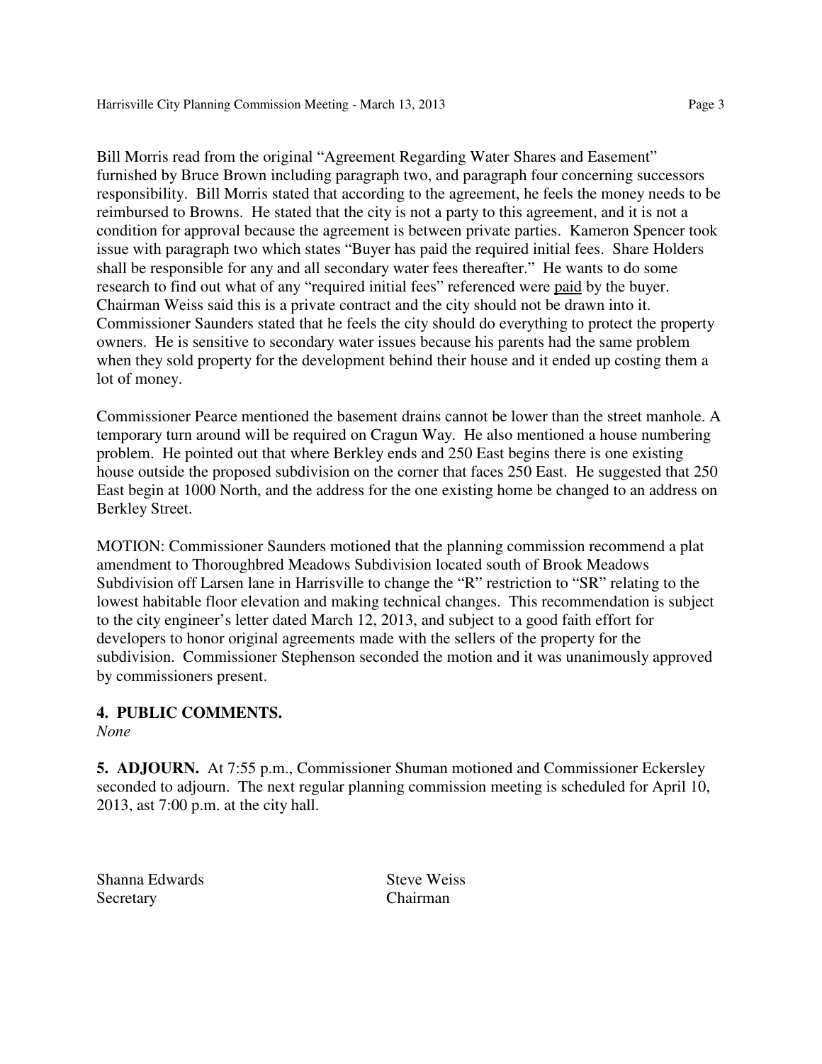Bill Morris read from the original "Agreement Regarding Water Shares and Easement" furnished by Bruce Brown including paragraph two, and paragraph four concerning successors responsibility. Bill Morris stated that according to the agreement, he feels the money needs to be reimbursed to Browns. He stated that the city is not a party to this agreement, and it is not a condition for approval because the agreement is between private parties. Kameron Spencer took issue with paragraph two which states "Buyer has paid the required initial fees. Share Holders shall be responsible for any and all secondary water fees thereafter." He wants to do some research to find out what of any "required initial fees" referenced were paid by the buyer. Chairman Weiss said this is a private contract and the city should not be drawn into it. Commissioner Saunders stated that he feels the city should do everything to protect the property owners. He is sensitive to secondary water issues because his parents had the same problem when they sold property for the development behind their house and it ended up costing them a lot of money.

Commissioner Pearce mentioned the basement drains cannot be lower than the street manhole. A temporary turn around will be required on Cragun Way. He also mentioned a house numbering problem. He pointed out that where Berkley ends and 250 East begins there is one existing house outside the proposed subdivision on the corner that faces 250 East. He suggested that 250 East begin at 1000 North, and the address for the one existing home be changed to an address on Berkley Street.

MOTION: Commissioner Saunders motioned that the planning commission recommend a plat amendment to Thoroughbred Meadows Subdivision located south of Brook Meadows Subdivision off Larsen lane in Harrisville to change the "R" restriction to "SR" relating to the lowest habitable floor elevation and making technical changes. This recommendation is subject to the city engineer's letter dated March 12, 2013, and subject to a good faith effort for developers to honor original agreements made with the sellers of the property for the subdivision. Commissioner Stephenson seconded the motion and it was unanimously approved by commissioners present.

**4. PUBLIC COMMENTS.**
*None*

**5. ADJOURN.** At 7:55 p.m., Commissioner Shuman motioned and Commissioner Eckersley seconded to adjourn. The next regular planning commission meeting is scheduled for April 10, 2013, ast 7:00 p.m. at the city hall.

Shanna Edwards
Secretary

Steve Weiss
Chairman